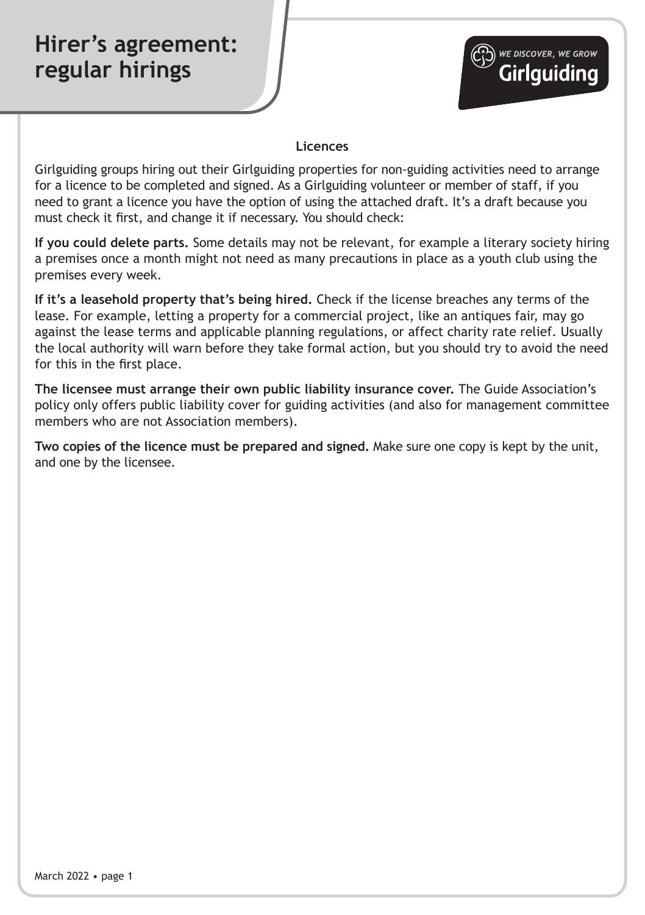# Hirer's agreement: regular hirings

WE DISCOVER, WE GROW
Girlguiding

## Licences

Girlguiding groups hiring out their Girlguiding properties for non-guiding activities need to arrange for a licence to be completed and signed. As a Girlguiding volunteer or member of staff, if you need to grant a licence you have the option of using the attached draft. It's a draft because you must check it first, and change it if necessary. You should check:

**If you could delete parts.** Some details may not be relevant, for example a literary society hiring a premises once a month might not need as many precautions in place as a youth club using the premises every week.

**If it's a leasehold property that's being hired.** Check if the license breaches any terms of the lease. For example, letting a property for a commercial project, like an antiques fair, may go against the lease terms and applicable planning regulations, or affect charity rate relief. Usually the local authority will warn before they take formal action, but you should try to avoid the need for this in the first place.

**The licensee must arrange their own public liability insurance cover.** The Guide Association's policy only offers public liability cover for guiding activities (and also for management committee members who are not Association members).

**Two copies of the licence must be prepared and signed.** Make sure one copy is kept by the unit, and one by the licensee.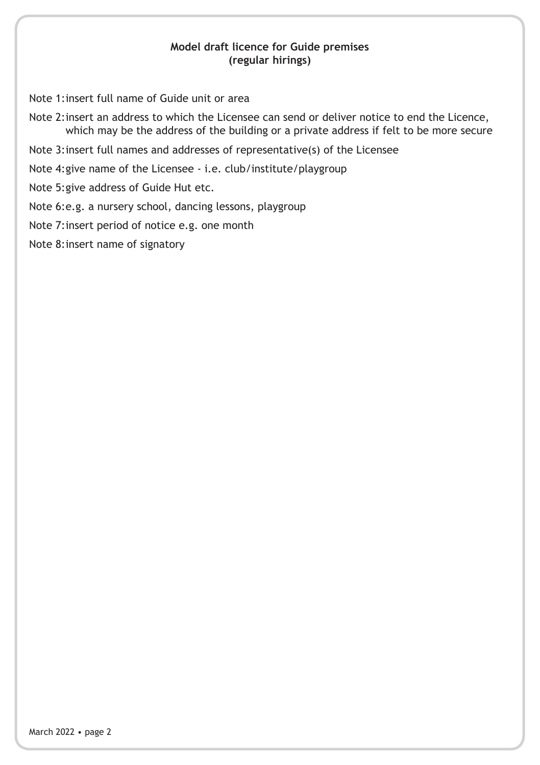**Model draft licence for Guide premises (regular hirings)**

Note 1: insert full name of Guide unit or area

Note 2: insert an address to which the Licensee can send or deliver notice to end the Licence, which may be the address of the building or a private address if felt to be more secure

Note 3: insert full names and addresses of representative(s) of the Licensee

Note 4: give name of the Licensee - i.e. club/institute/playgroup

Note 5: give address of Guide Hut etc.

Note 6: e.g. a nursery school, dancing lessons, playgroup

Note 7: insert period of notice e.g. one month

Note 8: insert name of signatory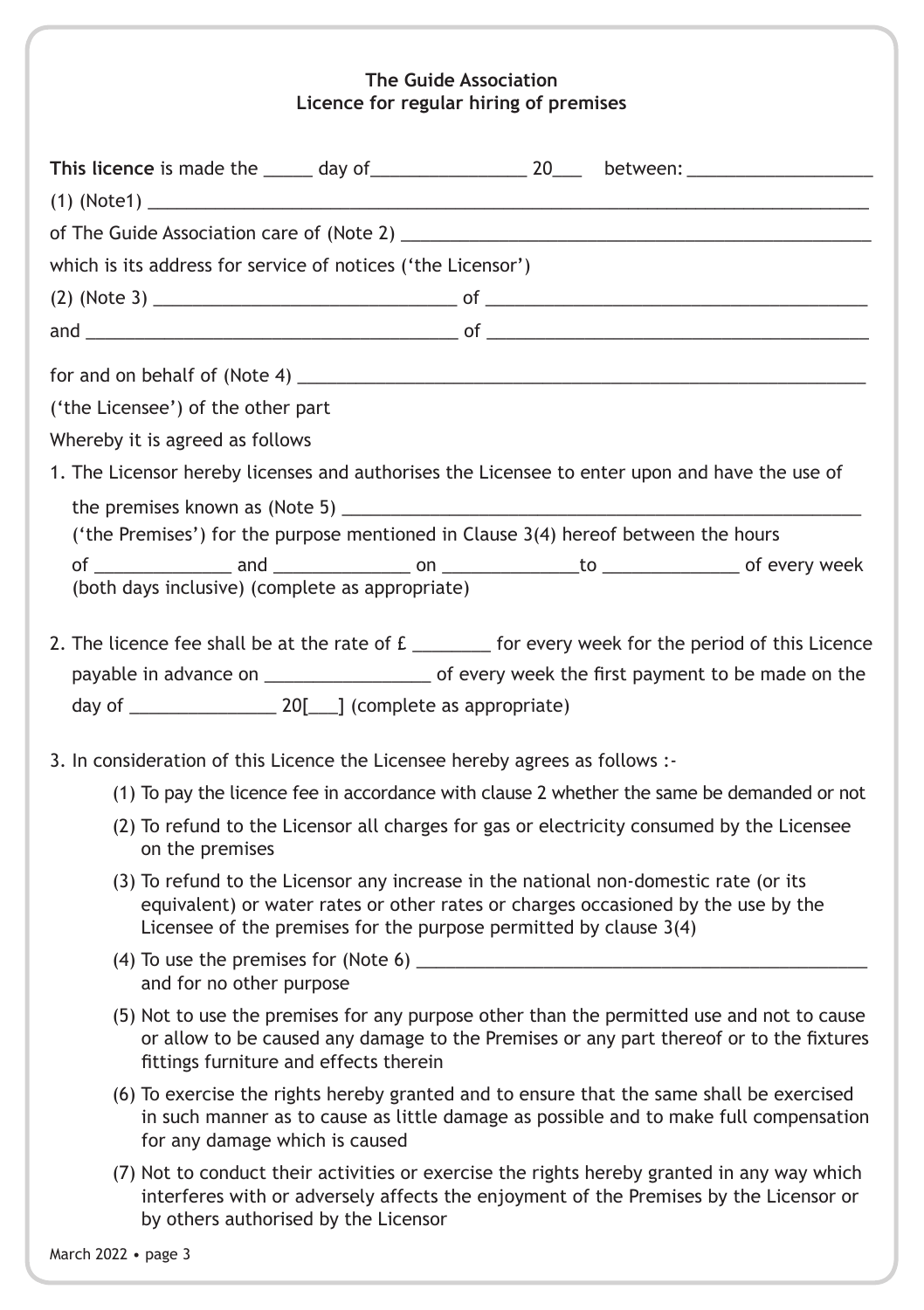**The Guide Association**
**Licence for regular hiring of premises**

**This licence** is made the _____ day of________________ 20___ between: ___________________

(1) (Note1) ________________________________________________________________________

of The Guide Association care of (Note 2) ______________________________________________

which is its address for service of notices ('the Licensor')

(2) (Note 3) ______________________________ of _______________________________________

and _____________________________________ of _______________________________________

for and on behalf of (Note 4) _________________________________________________________

('the Licensee') of the other part

Whereby it is agreed as follows

1. The Licensor hereby licenses and authorises the Licensee to enter upon and have the use of the premises known as (Note 5) _____________________________________________________ ('the Premises') for the purpose mentioned in Clause 3(4) hereof between the hours of ______________ and ______________ on ______________to ______________ of every week (both days inclusive) (complete as appropriate)

2. The licence fee shall be at the rate of £ ________ for every week for the period of this Licence payable in advance on _________________ of every week the first payment to be made on the day of _______________ 20[___] (complete as appropriate)

3. In consideration of this Licence the Licensee hereby agrees as follows :-
   (1) To pay the licence fee in accordance with clause 2 whether the same be demanded or not
   (2) To refund to the Licensor all charges for gas or electricity consumed by the Licensee on the premises
   (3) To refund to the Licensor any increase in the national non-domestic rate (or its equivalent) or water rates or other rates or charges occasioned by the use by the Licensee of the premises for the purpose permitted by clause 3(4)
   (4) To use the premises for (Note 6) _______________________________________________ and for no other purpose
   (5) Not to use the premises for any purpose other than the permitted use and not to cause or allow to be caused any damage to the Premises or any part thereof or to the fixtures fittings furniture and effects therein
   (6) To exercise the rights hereby granted and to ensure that the same shall be exercised in such manner as to cause as little damage as possible and to make full compensation for any damage which is caused
   (7) Not to conduct their activities or exercise the rights hereby granted in any way which interferes with or adversely affects the enjoyment of the Premises by the Licensor or by others authorised by the Licensor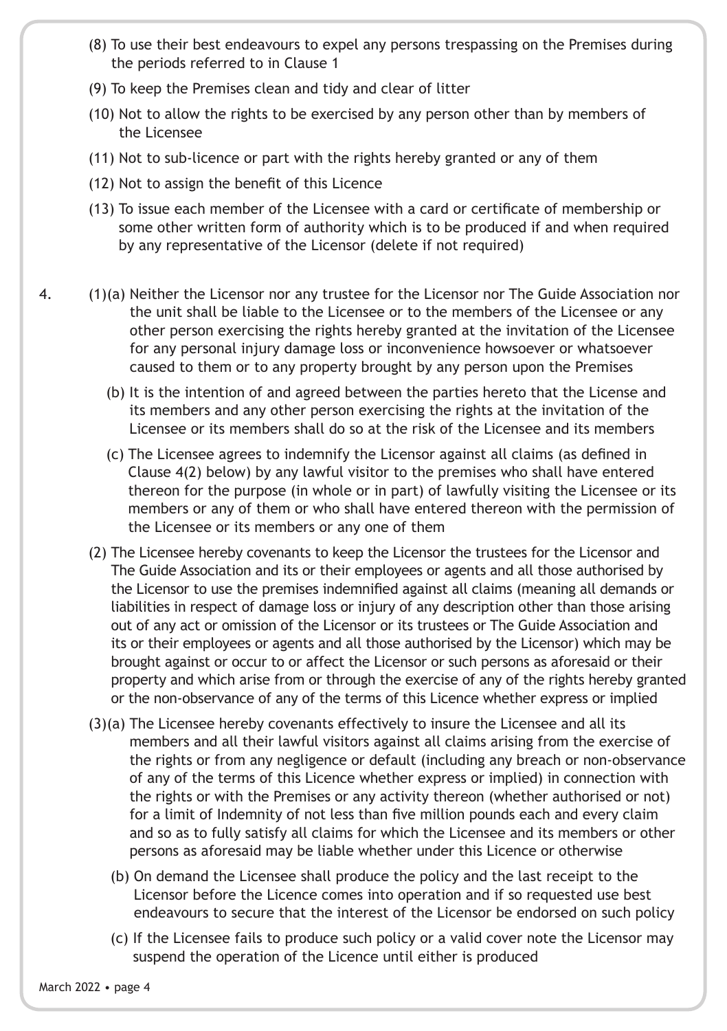(8) To use their best endeavours to expel any persons trespassing on the Premises during the periods referred to in Clause 1

(9) To keep the Premises clean and tidy and clear of litter

(10) Not to allow the rights to be exercised by any person other than by members of the Licensee

(11) Not to sub-licence or part with the rights hereby granted or any of them

(12) Not to assign the benefit of this Licence

(13) To issue each member of the Licensee with a card or certificate of membership or some other written form of authority which is to be produced if and when required by any representative of the Licensor (delete if not required)

4. (1)(a) Neither the Licensor nor any trustee for the Licensor nor The Guide Association nor the unit shall be liable to the Licensee or to the members of the Licensee or any other person exercising the rights hereby granted at the invitation of the Licensee for any personal injury damage loss or inconvenience howsoever or whatsoever caused to them or to any property brought by any person upon the Premises

(b) It is the intention of and agreed between the parties hereto that the License and its members and any other person exercising the rights at the invitation of the Licensee or its members shall do so at the risk of the Licensee and its members

(c) The Licensee agrees to indemnify the Licensor against all claims (as defined in Clause 4(2) below) by any lawful visitor to the premises who shall have entered thereon for the purpose (in whole or in part) of lawfully visiting the Licensee or its members or any of them or who shall have entered thereon with the permission of the Licensee or its members or any one of them

(2) The Licensee hereby covenants to keep the Licensor the trustees for the Licensor and The Guide Association and its or their employees or agents and all those authorised by the Licensor to use the premises indemnified against all claims (meaning all demands or liabilities in respect of damage loss or injury of any description other than those arising out of any act or omission of the Licensor or its trustees or The Guide Association and its or their employees or agents and all those authorised by the Licensor) which may be brought against or occur to or affect the Licensor or such persons as aforesaid or their property and which arise from or through the exercise of any of the rights hereby granted or the non-observance of any of the terms of this Licence whether express or implied

(3)(a) The Licensee hereby covenants effectively to insure the Licensee and all its members and all their lawful visitors against all claims arising from the exercise of the rights or from any negligence or default (including any breach or non-observance of any of the terms of this Licence whether express or implied) in connection with the rights or with the Premises or any activity thereon (whether authorised or not) for a limit of Indemnity of not less than five million pounds each and every claim and so as to fully satisfy all claims for which the Licensee and its members or other persons as aforesaid may be liable whether under this Licence or otherwise

(b) On demand the Licensee shall produce the policy and the last receipt to the Licensor before the Licence comes into operation and if so requested use best endeavours to secure that the interest of the Licensor be endorsed on such policy

(c) If the Licensee fails to produce such policy or a valid cover note the Licensor may suspend the operation of the Licence until either is produced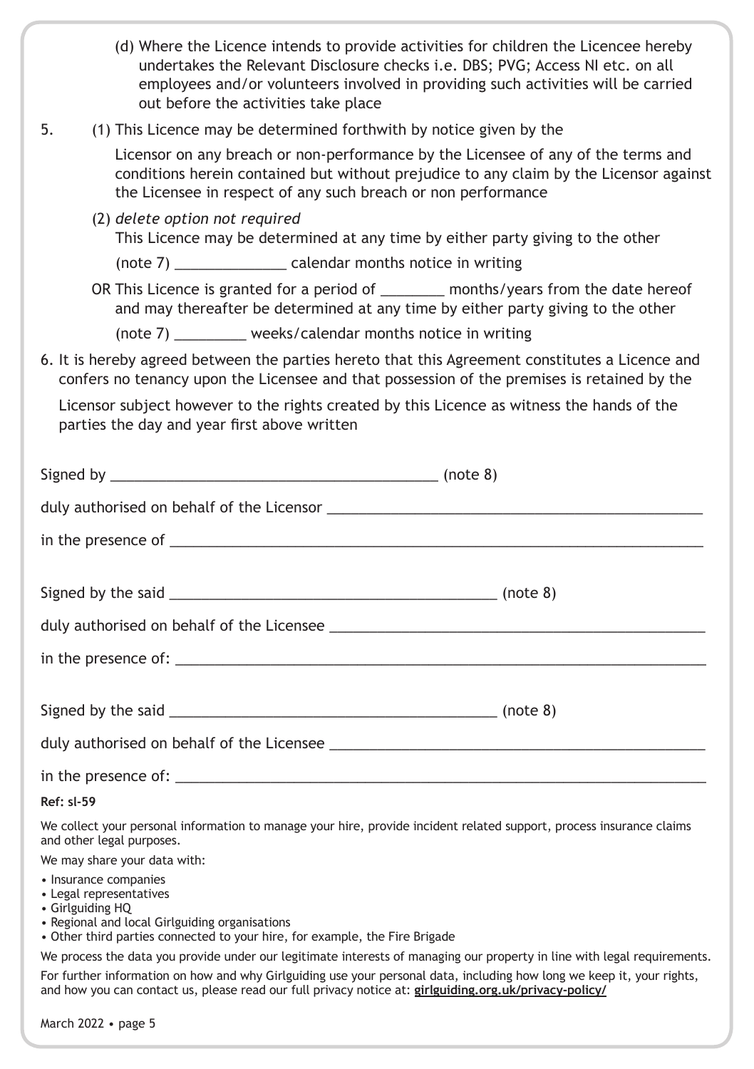(d) Where the Licence intends to provide activities for children the Licencee hereby undertakes the Relevant Disclosure checks i.e. DBS; PVG; Access NI etc. on all employees and/or volunteers involved in providing such activities will be carried out before the activities take place

5. (1) This Licence may be determined forthwith by notice given by the

   Licensor on any breach or non-performance by the Licensee of any of the terms and conditions herein contained but without prejudice to any claim by the Licensor against the Licensee in respect of any such breach or non performance

   (2) *delete option not required*
   This Licence may be determined at any time by either party giving to the other

   (note 7) ______________ calendar months notice in writing

   OR This Licence is granted for a period of ________ months/years from the date hereof and may thereafter be determined at any time by either party giving to the other

   (note 7) _________ weeks/calendar months notice in writing

6. It is hereby agreed between the parties hereto that this Agreement constitutes a Licence and confers no tenancy upon the Licensee and that possession of the premises is retained by the

   Licensor subject however to the rights created by this Licence as witness the hands of the parties the day and year first above written

Signed by __________________________________________ (note 8)

duly authorised on behalf of the Licensor __________________________________________________

in the presence of ______________________________________________________________________

Signed by the said __________________________________________ (note 8)

duly authorised on behalf of the Licensee __________________________________________________

in the presence of: _____________________________________________________________________

Signed by the said __________________________________________ (note 8)

duly authorised on behalf of the Licensee __________________________________________________

in the presence of: _____________________________________________________________________

**Ref: sl-59**

We collect your personal information to manage your hire, provide incident related support, process insurance claims and other legal purposes.

We may share your data with:

- Insurance companies
- Legal representatives
- Girlguiding HQ
- Regional and local Girlguiding organisations
- Other third parties connected to your hire, for example, the Fire Brigade

We process the data you provide under our legitimate interests of managing our property in line with legal requirements.

For further information on how and why Girlguiding use your personal data, including how long we keep it, your rights, and how you can contact us, please read our full privacy notice at: **girlguiding.org.uk/privacy-policy/**

March 2022